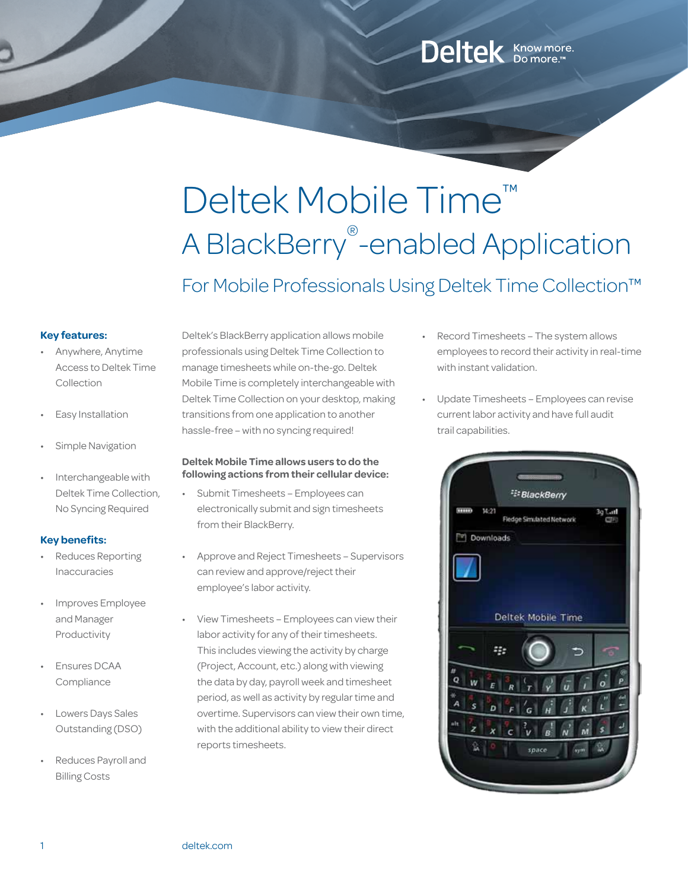Deltek Know more. Do more.™

# Deltek Mobile Time™

## A BlackBerry®-enabled Application

### For Mobile Professionals Using Deltek Time Collection™

**Key features:**

- Anywhere, Anytime Access to Deltek Time Collection
- Easy Installation
- Simple Navigation
- Interchangeable with Deltek Time Collection, No Syncing Required

**Key benefits:**

- Reduces Reporting Inaccuracies
- Improves Employee and Manager Productivity
- Ensures DCAA Compliance
- Lowers Days Sales Outstanding (DSO)
- Reduces Payroll and Billing Costs

Deltek's BlackBerry application allows mobile professionals using Deltek Time Collection to manage timesheets while on-the-go. Deltek Mobile Time is completely interchangeable with Deltek Time Collection on your desktop, making transitions from one application to another hassle-free – with no syncing required!

**Deltek Mobile Time allows users to do the following actions from their cellular device:**

- Submit Timesheets – Employees can electronically submit and sign timesheets from their BlackBerry.
- Approve and Reject Timesheets – Supervisors can review and approve/reject their employee's labor activity.
- View Timesheets – Employees can view their labor activity for any of their timesheets. This includes viewing the activity by charge (Project, Account, etc.) along with viewing the data by day, payroll week and timesheet period, as well as activity by regular time and overtime. Supervisors can view their own time, with the additional ability to view their direct reports timesheets.
- Record Timesheets – The system allows employees to record their activity in real-time with instant validation.
- Update Timesheets – Employees can revise current labor activity and have full audit trail capabilities.

deltek.com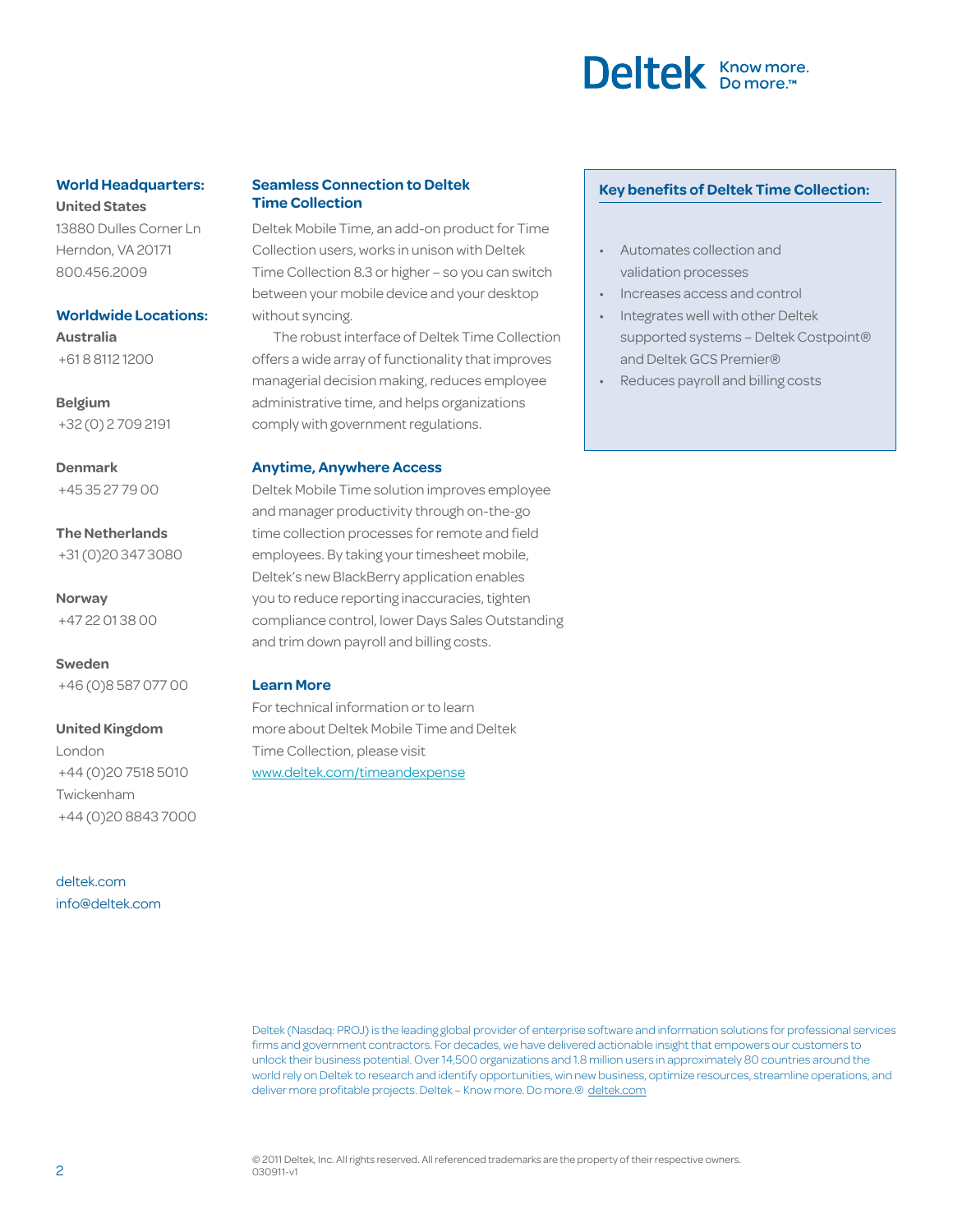Deltek Know more. Do more.™

**World Headquarters:**

**United States**
13880 Dulles Corner Ln
Herndon, VA 20171
800.456.2009

**Worldwide Locations:**

**Australia**
+61 8 8112 1200

**Belgium**
+32 (0) 2 709 2191

**Denmark**
+45 35 27 79 00

**The Netherlands**
+31 (0)20 347 3080

**Norway**
+47 22 01 38 00

**Sweden**
+46 (0)8 587 077 00

**United Kingdom**
London
+44 (0)20 7518 5010
Twickenham
+44 (0)20 8843 7000

deltek.com
info@deltek.com

## Seamless Connection to Deltek Time Collection

Deltek Mobile Time, an add-on product for Time Collection users, works in unison with Deltek Time Collection 8.3 or higher – so you can switch between your mobile device and your desktop without syncing.

The robust interface of Deltek Time Collection offers a wide array of functionality that improves managerial decision making, reduces employee administrative time, and helps organizations comply with government regulations.

## Anytime, Anywhere Access

Deltek Mobile Time solution improves employee and manager productivity through on-the-go time collection processes for remote and field employees. By taking your timesheet mobile, Deltek's new BlackBerry application enables you to reduce reporting inaccuracies, tighten compliance control, lower Days Sales Outstanding and trim down payroll and billing costs.

## Learn More

For technical information or to learn more about Deltek Mobile Time and Deltek Time Collection, please visit www.deltek.com/timeandexpense

### Key benefits of Deltek Time Collection:

- Automates collection and validation processes
- Increases access and control
- Integrates well with other Deltek supported systems – Deltek Costpoint® and Deltek GCS Premier®
- Reduces payroll and billing costs

Deltek (Nasdaq: PROJ) is the leading global provider of enterprise software and information solutions for professional services firms and government contractors. For decades, we have delivered actionable insight that empowers our customers to unlock their business potential. Over 14,500 organizations and 1.8 million users in approximately 80 countries around the world rely on Deltek to research and identify opportunities, win new business, optimize resources, streamline operations, and deliver more profitable projects. Deltek – Know more. Do more.® deltek.com

© 2011 Deltek, Inc. All rights reserved. All referenced trademarks are the property of their respective owners.
030911-v1